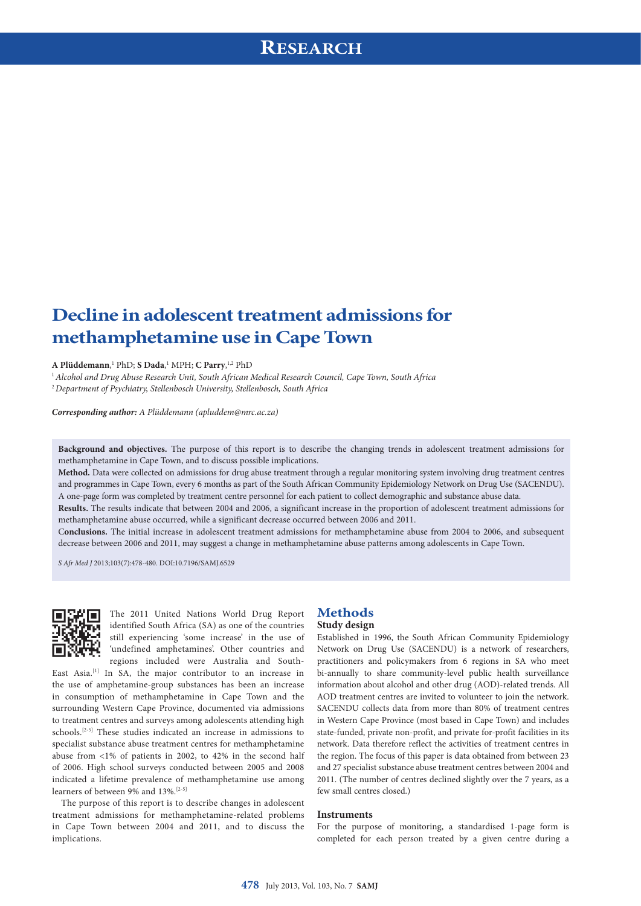# Decline in adolescent treatment admissions for methamphetamine use in Cape Town

**A Plüddemann**,[1] PhD; **S Dada**,[1] MPH; **C Parry**,[1,2] PhD

[1] *Alcohol and Drug Abuse Research Unit, South African Medical Research Council, Cape Town, South Africa*
[2] *Department of Psychiatry, Stellenbosch University, Stellenbosch, South Africa*

***Corresponding author:*** *A Plüddemann (apluddem@mrc.ac.za)*

**Background and objectives.** The purpose of this report is to describe the changing trends in adolescent treatment admissions for methamphetamine in Cape Town, and to discuss possible implications.

**Method.** Data were collected on admissions for drug abuse treatment through a regular monitoring system involving drug treatment centres and programmes in Cape Town, every 6 months as part of the South African Community Epidemiology Network on Drug Use (SACENDU). A one-page form was completed by treatment centre personnel for each patient to collect demographic and substance abuse data.

**Results.** The results indicate that between 2004 and 2006, a significant increase in the proportion of adolescent treatment admissions for methamphetamine abuse occurred, while a significant decrease occurred between 2006 and 2011.

C**onclusions.** The initial increase in adolescent treatment admissions for methamphetamine abuse from 2004 to 2006, and subsequent decrease between 2006 and 2011, may suggest a change in methamphetamine abuse patterns among adolescents in Cape Town.

*S Afr Med J* 2013;103(7):478-480. DOI:10.7196/SAMJ.6529

The 2011 United Nations World Drug Report identified South Africa (SA) as one of the countries still experiencing 'some increase' in the use of 'undefined amphetamines'. Other countries and regions included were Australia and South-East Asia.[1] In SA, the major contributor to an increase in the use of amphetamine-group substances has been an increase in consumption of methamphetamine in Cape Town and the surrounding Western Cape Province, documented via admissions to treatment centres and surveys among adolescents attending high schools.[2-5] These studies indicated an increase in admissions to specialist substance abuse treatment centres for methamphetamine abuse from <1% of patients in 2002, to 42% in the second half of 2006. High school surveys conducted between 2005 and 2008 indicated a lifetime prevalence of methamphetamine use among learners of between 9% and 13%.[2-5]

The purpose of this report is to describe changes in adolescent treatment admissions for methamphetamine-related problems in Cape Town between 2004 and 2011, and to discuss the implications.

## Methods

### Study design

Established in 1996, the South African Community Epidemiology Network on Drug Use (SACENDU) is a network of researchers, practitioners and policymakers from 6 regions in SA who meet bi-annually to share community-level public health surveillance information about alcohol and other drug (AOD)-related trends. All AOD treatment centres are invited to volunteer to join the network. SACENDU collects data from more than 80% of treatment centres in Western Cape Province (most based in Cape Town) and includes state-funded, private non-profit, and private for-profit facilities in its network. Data therefore reflect the activities of treatment centres in the region. The focus of this paper is data obtained from between 23 and 27 specialist substance abuse treatment centres between 2004 and 2011. (The number of centres declined slightly over the 7 years, as a few small centres closed.)

### Instruments

For the purpose of monitoring, a standardised 1-page form is completed for each person treated by a given centre during a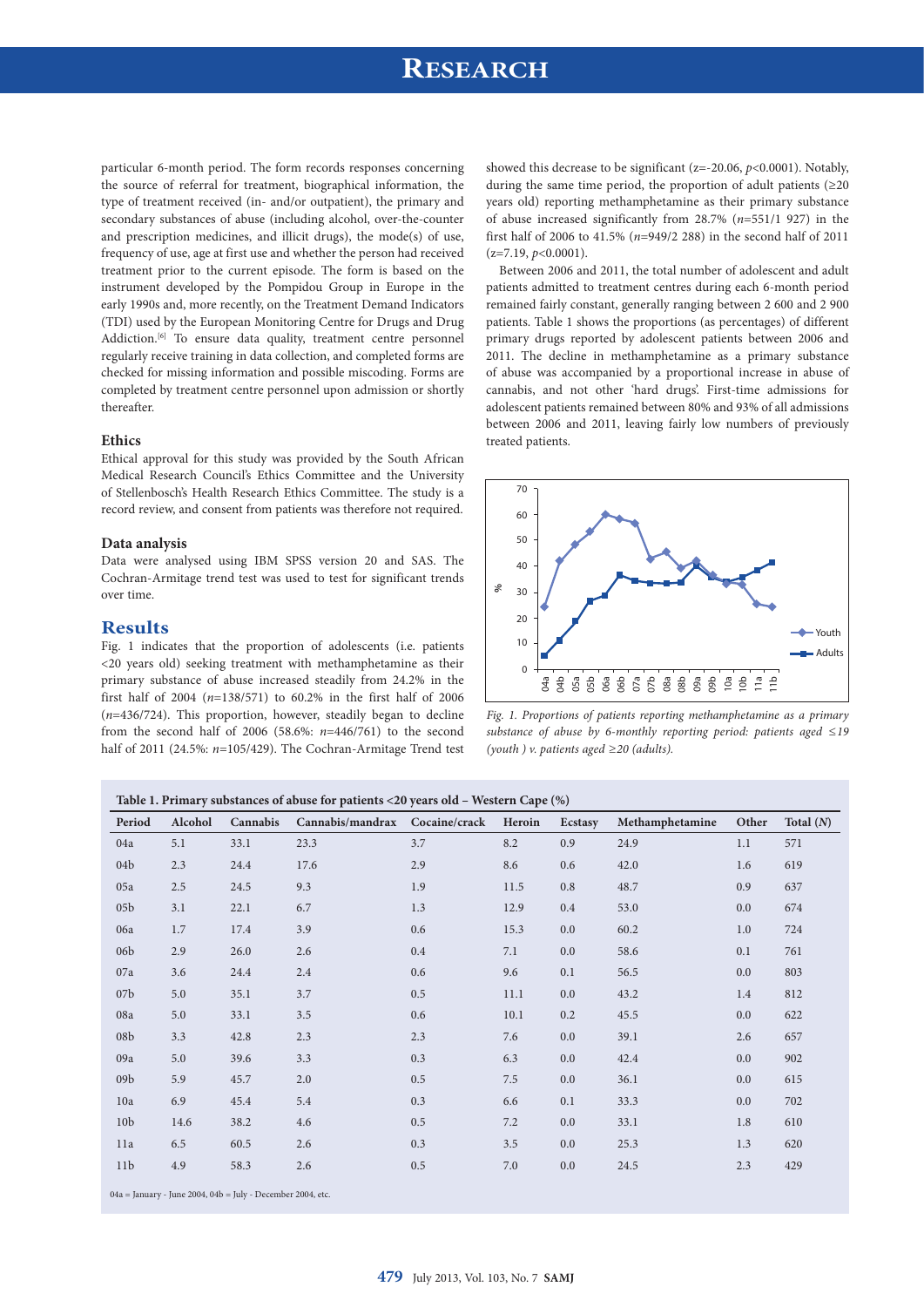particular 6-month period. The form records responses concerning the source of referral for treatment, biographical information, the type of treatment received (in- and/or outpatient), the primary and secondary substances of abuse (including alcohol, over-the-counter and prescription medicines, and illicit drugs), the mode(s) of use, frequency of use, age at first use and whether the person had received treatment prior to the current episode. The form is based on the instrument developed by the Pompidou Group in Europe in the early 1990s and, more recently, on the Treatment Demand Indicators (TDI) used by the European Monitoring Centre for Drugs and Drug Addiction.[6] To ensure data quality, treatment centre personnel regularly receive training in data collection, and completed forms are checked for missing information and possible miscoding. Forms are completed by treatment centre personnel upon admission or shortly thereafter.

### Ethics

Ethical approval for this study was provided by the South African Medical Research Council's Ethics Committee and the University of Stellenbosch's Health Research Ethics Committee. The study is a record review, and consent from patients was therefore not required.

### Data analysis

Data were analysed using IBM SPSS version 20 and SAS. The Cochran-Armitage trend test was used to test for significant trends over time.

## Results

Fig. 1 indicates that the proportion of adolescents (i.e. patients <20 years old) seeking treatment with methamphetamine as their primary substance of abuse increased steadily from 24.2% in the first half of 2004 ($n$=138/571) to 60.2% in the first half of 2006 ($n$=436/724). This proportion, however, steadily began to decline from the second half of 2006 (58.6%: $n$=446/761) to the second half of 2011 (24.5%: $n$=105/429). The Cochran-Armitage Trend test showed this decrease to be significant (z=-20.06, $p<0.0001$). Notably, during the same time period, the proportion of adult patients (≥20 years old) reporting methamphetamine as their primary substance of abuse increased significantly from 28.7% ($n$=551/1 927) in the first half of 2006 to 41.5% ($n$=949/2 288) in the second half of 2011 (z=7.19, $p<0.0001$).

Between 2006 and 2011, the total number of adolescent and adult patients admitted to treatment centres during each 6-month period remained fairly constant, generally ranging between 2 600 and 2 900 patients. Table 1 shows the proportions (as percentages) of different primary drugs reported by adolescent patients between 2006 and 2011. The decline in methamphetamine as a primary substance of abuse was accompanied by a proportional increase in abuse of cannabis, and not other 'hard drugs'. First-time admissions for adolescent patients remained between 80% and 93% of all admissions between 2006 and 2011, leaving fairly low numbers of previously treated patients.

*Fig. 1. Proportions of patients reporting methamphetamine as a primary substance of abuse by 6-monthly reporting period: patients aged ≤19 (youth ) v. patients aged ≥20 (adults).*

**Table 1. Primary substances of abuse for patients <20 years old – Western Cape (%)**

| Period | Alcohol | Cannabis | Cannabis/mandrax | Cocaine/crack | Heroin | Ecstasy | Methamphetamine | Other | Total ($N$) |
|---|---|---|---|---|---|---|---|---|---|
| 04a | 5.1 | 33.1 | 23.3 | 3.7 | 8.2 | 0.9 | 24.9 | 1.1 | 571 |
| 04b | 2.3 | 24.4 | 17.6 | 2.9 | 8.6 | 0.6 | 42.0 | 1.6 | 619 |
| 05a | 2.5 | 24.5 | 9.3 | 1.9 | 11.5 | 0.8 | 48.7 | 0.9 | 637 |
| 05b | 3.1 | 22.1 | 6.7 | 1.3 | 12.9 | 0.4 | 53.0 | 0.0 | 674 |
| 06a | 1.7 | 17.4 | 3.9 | 0.6 | 15.3 | 0.0 | 60.2 | 1.0 | 724 |
| 06b | 2.9 | 26.0 | 2.6 | 0.4 | 7.1 | 0.0 | 58.6 | 0.1 | 761 |
| 07a | 3.6 | 24.4 | 2.4 | 0.6 | 9.6 | 0.1 | 56.5 | 0.0 | 803 |
| 07b | 5.0 | 35.1 | 3.7 | 0.5 | 11.1 | 0.0 | 43.2 | 1.4 | 812 |
| 08a | 5.0 | 33.1 | 3.5 | 0.6 | 10.1 | 0.2 | 45.5 | 0.0 | 622 |
| 08b | 3.3 | 42.8 | 2.3 | 2.3 | 7.6 | 0.0 | 39.1 | 2.6 | 657 |
| 09a | 5.0 | 39.6 | 3.3 | 0.3 | 6.3 | 0.0 | 42.4 | 0.0 | 902 |
| 09b | 5.9 | 45.7 | 2.0 | 0.5 | 7.5 | 0.0 | 36.1 | 0.0 | 615 |
| 10a | 6.9 | 45.4 | 5.4 | 0.3 | 6.6 | 0.1 | 33.3 | 0.0 | 702 |
| 10b | 14.6 | 38.2 | 4.6 | 0.5 | 7.2 | 0.0 | 33.1 | 1.8 | 610 |
| 11a | 6.5 | 60.5 | 2.6 | 0.3 | 3.5 | 0.0 | 25.3 | 1.3 | 620 |
| 11b | 4.9 | 58.3 | 2.6 | 0.5 | 7.0 | 0.0 | 24.5 | 2.3 | 429 |

04a = January - June 2004, 04b = July - December 2004, etc.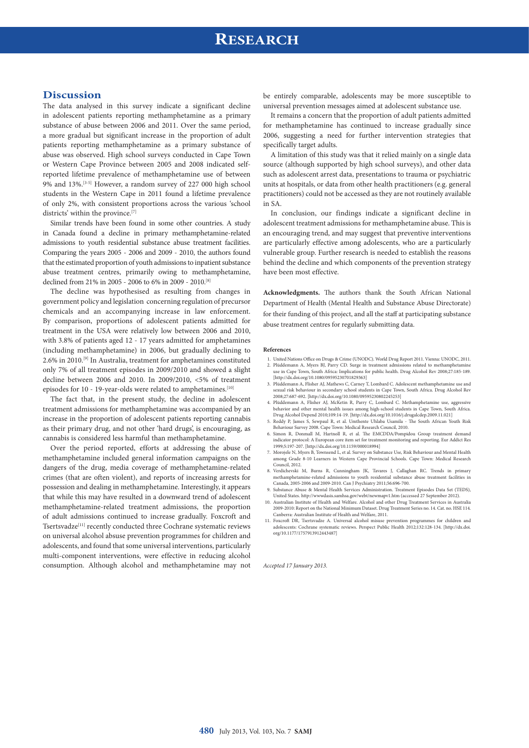## Discussion

The data analysed in this survey indicate a significant decline in adolescent patients reporting methamphetamine as a primary substance of abuse between 2006 and 2011. Over the same period, a more gradual but significant increase in the proportion of adult patients reporting methamphetamine as a primary substance of abuse was observed. High school surveys conducted in Cape Town or Western Cape Province between 2005 and 2008 indicated self-reported lifetime prevalence of methamphetamine use of between 9% and 13%.[3-5] However, a random survey of 227 000 high school students in the Western Cape in 2011 found a lifetime prevalence of only 2%, with consistent proportions across the various 'school districts' within the province.[7]

Similar trends have been found in some other countries. A study in Canada found a decline in primary methamphetamine-related admissions to youth residential substance abuse treatment facilities. Comparing the years 2005 - 2006 and 2009 - 2010, the authors found that the estimated proportion of youth admissions to inpatient substance abuse treatment centres, primarily owing to methamphetamine, declined from 21% in 2005 - 2006 to 6% in 2009 - 2010.[8]

The decline was hypothesised as resulting from changes in government policy and legislation concerning regulation of precursor chemicals and an accompanying increase in law enforcement. By comparison, proportions of adolescent patients admitted for treatment in the USA were relatively low between 2006 and 2010, with 3.8% of patients aged 12 - 17 years admitted for amphetamines (including methamphetamine) in 2006, but gradually declining to 2.6% in 2010.[9] In Australia, treatment for amphetamines constituted only 7% of all treatment episodes in 2009/2010 and showed a slight decline between 2006 and 2010. In 2009/2010, <5% of treatment episodes for 10 - 19-year-olds were related to amphetamines.[10]

The fact that, in the present study, the decline in adolescent treatment admissions for methamphetamine was accompanied by an increase in the proportion of adolescent patients reporting cannabis as their primary drug, and not other 'hard drugs', is encouraging, as cannabis is considered less harmful than methamphetamine.

Over the period reported, efforts at addressing the abuse of methamphetamine included general information campaigns on the dangers of the drug, media coverage of methamphetamine-related crimes (that are often violent), and reports of increasing arrests for possession and dealing in methamphetamine. Interestingly, it appears that while this may have resulted in a downward trend of adolescent methamphetamine-related treatment admissions, the proportion of adult admissions continued to increase gradually. Foxcroft and Tsertsvadze[11] recently conducted three Cochrane systematic reviews on universal alcohol abuse prevention programmes for children and adolescents, and found that some universal interventions, particularly multi-component interventions, were effective in reducing alcohol consumption. Although alcohol and methamphetamine may not be entirely comparable, adolescents may be more susceptible to universal prevention messages aimed at adolescent substance use.

It remains a concern that the proportion of adult patients admitted for methamphetamine has continued to increase gradually since 2006, suggesting a need for further intervention strategies that specifically target adults.

A limitation of this study was that it relied mainly on a single data source (although supported by high school surveys), and other data such as adolescent arrest data, presentations to trauma or psychiatric units at hospitals, or data from other health practitioners (e.g. general practitioners) could not be accessed as they are not routinely available in SA.

In conclusion, our findings indicate a significant decline in adolescent treatment admissions for methamphetamine abuse. This is an encouraging trend, and may suggest that preventive interventions are particularly effective among adolescents, who are a particularly vulnerable group. Further research is needed to establish the reasons behind the decline and which components of the prevention strategy have been most effective.

**Acknowledgments.** The authors thank the South African National Department of Health (Mental Health and Substance Abuse Directorate) for their funding of this project, and all the staff at participating substance abuse treatment centres for regularly submitting data.

### References

1. United Nations Office on Drugs & Crime (UNODC). World Drug Report 2011. Vienna: UNODC, 2011.
2. Plüddemann A, Myers BJ, Parry CD. Surge in treatment admissions related to methamphetamine use in Cape Town, South Africa: Implications for public health. Drug Alcohol Rev 2008;27:185-189. [http://dx.doi.org/10.1080/09595230701829363]
3. Plüddemann A, Flisher AJ, Mathews C, Carney T, Lombard C. Adolescent methamphetamine use and sexual risk behaviour in secondary school students in Cape Town, South Africa. Drug Alcohol Rev 2008;27:687-692. [http://dx.doi.org/10.1080/09595230802245253]
4. Plüddemann A, Flisher AJ, McKetin R, Parry C, Lombard C. Methamphetamine use, aggressive behavior and other mental health issues among high-school students in Cape Town, South Africa. Drug Alcohol Depend 2010;109:14-19. [http://dx.doi.org/10.1016/j.drugalcdep.2009.11.021]
5. Reddy P, James S, Sewpaul R, et al. Umthente Uhlaba Usamila - The South African Youth Risk Behaviour Survey 2008. Cape Town: Medical Research Council, 2010.
6. Simon R, Donmall M, Hartnoll R, et al. The EMCDDA/Pompidou Group treatment demand indicator protocol: A European core item set for treatment monitoring and reporting. Eur Addict Res 1999;5:197-207. [http://dx.doi.org/10.1159/000018994]
7. Morojele N, Myers B, Townsend L, et al. Survey on Substance Use, Risk Behaviour and Mental Health among Grade 8-10 Learners in Western Cape Provincial Schools. Cape Town: Medical Research Council, 2012.
8. Verdichevski M, Burns R, Cunningham JK, Tavares J, Callaghan RC. Trends in primary methamphetamine-related admissions to youth residential substance abuse treatment facilities in Canada, 2005-2006 and 2009-2010. Can J Psychiatry 2011;56:696-700.
9. Substance Abuse & Mental Health Services Administration. Treatment Episodes Data Set (TEDS), United States. http://wwwdasis.samhsa.gov/webt/newmapv1.htm (accessed 27 September 2012).
10. Australian Institute of Health and Welfare. Alcohol and other Drug Treatment Services in Australia 2009-2010: Report on the National Minimum Dataset. Drug Treatment Series no. 14. Cat. no. HSE 114. Canberra: Australian Institute of Health and Welfare, 2011.
11. Foxcroft DR, Tsertsvadze A. Universal alcohol misuse prevention programmes for children and adolescents: Cochrane systematic reviews. Perspect Public Health 2012;132:128-134. [http://dx.doi.org/10.1177/1757913912443487]

*Accepted 17 January 2013.*